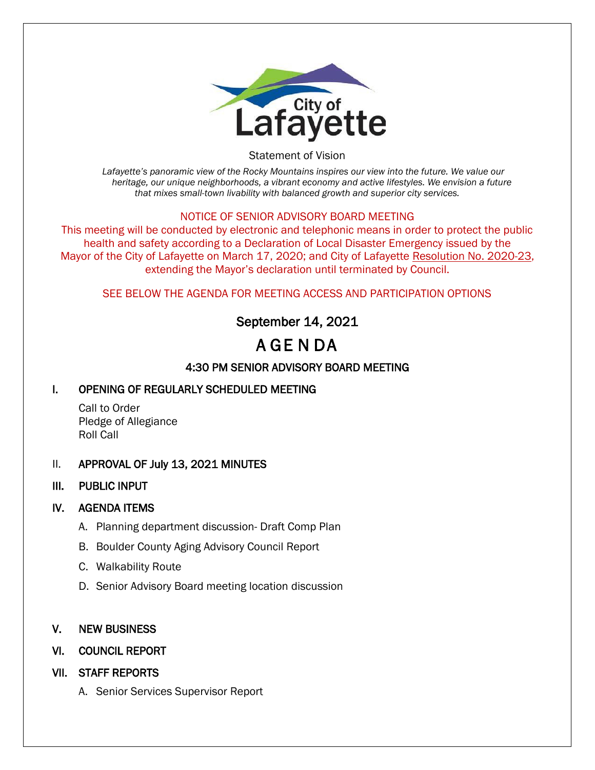City of Lafayette

Statement of Vision

*Lafayette's panoramic view of the Rocky Mountains inspires our view into the future. We value our heritage, our unique neighborhoods, a vibrant economy and active lifestyles. We envision a future that mixes small-town livability with balanced growth and superior city services.*

NOTICE OF SENIOR ADVISORY BOARD MEETING

This meeting will be conducted by electronic and telephonic means in order to protect the public health and safety according to a Declaration of Local Disaster Emergency issued by the Mayor of the City of Lafayette on March 17, 2020; and City of Lafayette Resolution No. 2020-23, extending the Mayor's declaration until terminated by Council.

SEE BELOW THE AGENDA FOR MEETING ACCESS AND PARTICIPATION OPTIONS

## September 14, 2021

# A GE N DA

### 4:30 PM SENIOR ADVISORY BOARD MEETING

**I. OPENING OF REGULARLY SCHEDULED MEETING**

Call to Order
Pledge of Allegiance
Roll Call

**II. APPROVAL OF July 13, 2021 MINUTES**

**III. PUBLIC INPUT**

**IV. AGENDA ITEMS**

A. Planning department discussion- Draft Comp Plan

B. Boulder County Aging Advisory Council Report

C. Walkability Route

D. Senior Advisory Board meeting location discussion

**V. NEW BUSINESS**

**VI. COUNCIL REPORT**

**VII. STAFF REPORTS**

A. Senior Services Supervisor Report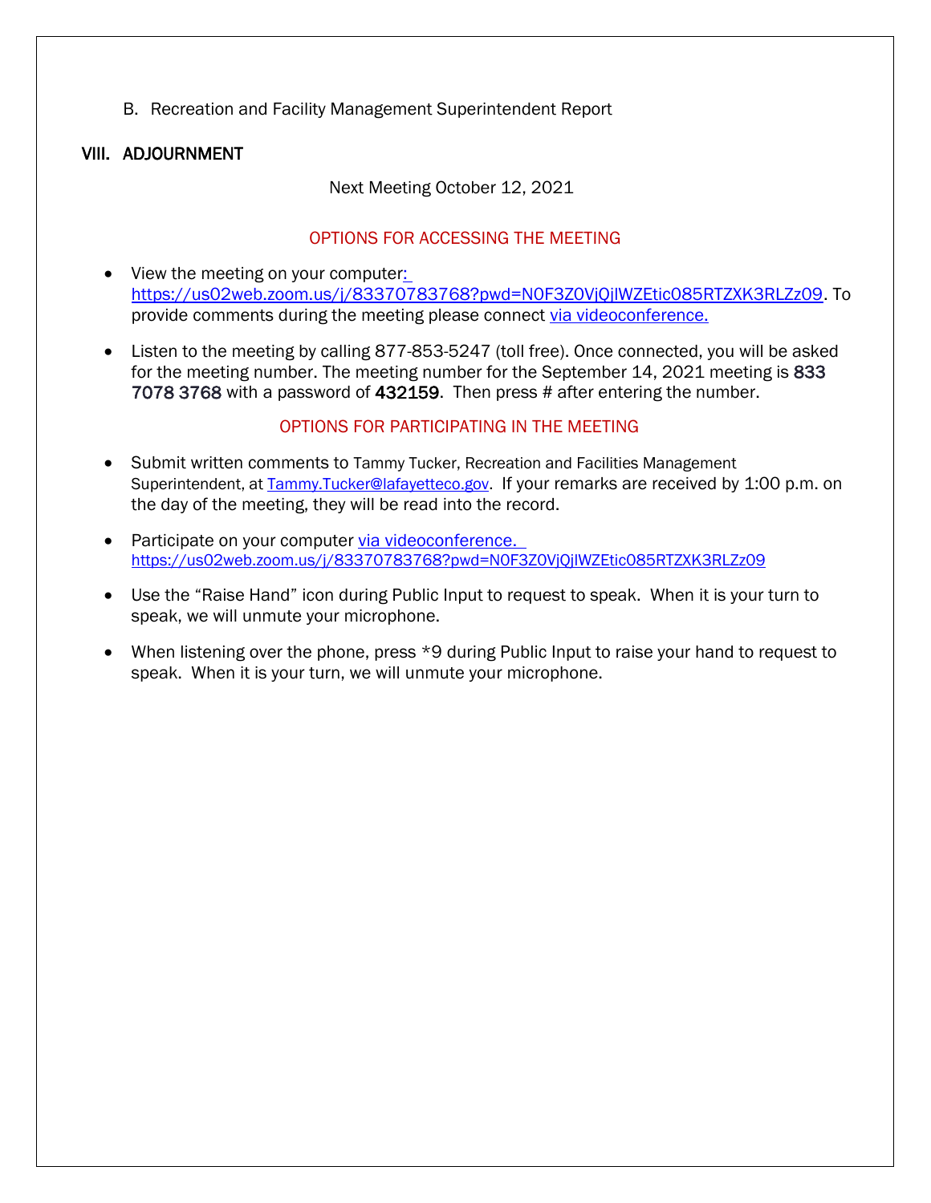B. Recreation and Facility Management Superintendent Report

## VIII. ADJOURNMENT

Next Meeting October 12, 2021

OPTIONS FOR ACCESSING THE MEETING

- View the meeting on your computer: https://us02web.zoom.us/j/83370783768?pwd=N0F3Z0VjQjlWZEtic085RTZXK3RLZz09. To provide comments during the meeting please connect via videoconference.
- Listen to the meeting by calling 877-853-5247 (toll free). Once connected, you will be asked for the meeting number. The meeting number for the September 14, 2021 meeting is 833 7078 3768 with a password of 432159. Then press # after entering the number.

OPTIONS FOR PARTICIPATING IN THE MEETING

- Submit written comments to Tammy Tucker, Recreation and Facilities Management Superintendent, at Tammy.Tucker@lafayetteco.gov. If your remarks are received by 1:00 p.m. on the day of the meeting, they will be read into the record.
- Participate on your computer via videoconference. https://us02web.zoom.us/j/83370783768?pwd=N0F3Z0VjQjlWZEtic085RTZXK3RLZz09
- Use the "Raise Hand" icon during Public Input to request to speak. When it is your turn to speak, we will unmute your microphone.
- When listening over the phone, press *9 during Public Input to raise your hand to request to speak. When it is your turn, we will unmute your microphone.